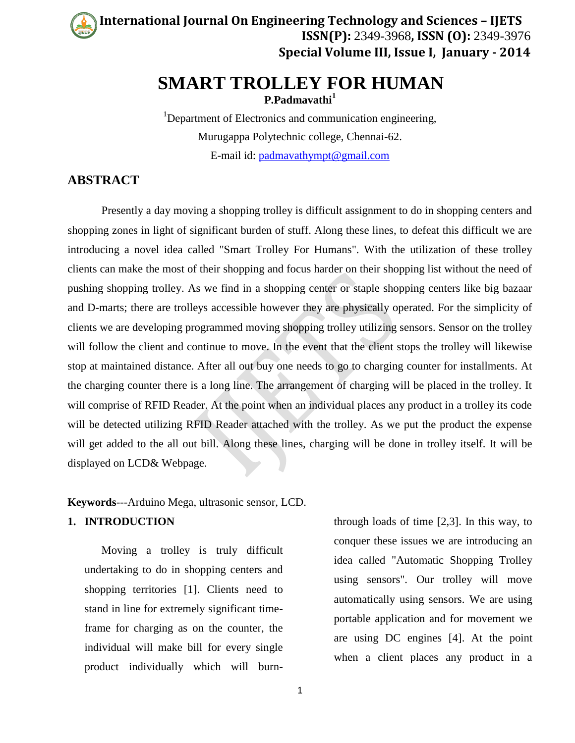# SMART TROLLEY FOR HUMAN

**P.Padmavathi[1]**

[1]Department of Electronics and communication engineering,

Murugappa Polytechnic college, Chennai-62.

E-mail id: padmavathympt@gmail.com

## ABSTRACT

Presently a day moving a shopping trolley is difficult assignment to do in shopping centers and shopping zones in light of significant burden of stuff. Along these lines, to defeat this difficult we are introducing a novel idea called "Smart Trolley For Humans". With the utilization of these trolley clients can make the most of their shopping and focus harder on their shopping list without the need of pushing shopping trolley. As we find in a shopping center or staple shopping centers like big bazaar and D-marts; there are trolleys accessible however they are physically operated. For the simplicity of clients we are developing programmed moving shopping trolley utilizing sensors. Sensor on the trolley will follow the client and continue to move. In the event that the client stops the trolley will likewise stop at maintained distance. After all out buy one needs to go to charging counter for installments. At the charging counter there is a long line. The arrangement of charging will be placed in the trolley. It will comprise of RFID Reader. At the point when an individual places any product in a trolley its code will be detected utilizing RFID Reader attached with the trolley. As we put the product the expense will get added to the all out bill. Along these lines, charging will be done in trolley itself. It will be displayed on LCD& Webpage.

**Keywords**---Arduino Mega, ultrasonic sensor, LCD.

## 1. INTRODUCTION

Moving a trolley is truly difficult undertaking to do in shopping centers and shopping territories [1]. Clients need to stand in line for extremely significant time-frame for charging as on the counter, the individual will make bill for every single product individually which will burn-through loads of time [2,3]. In this way, to conquer these issues we are introducing an idea called "Automatic Shopping Trolley using sensors". Our trolley will move automatically using sensors. We are using portable application and for movement we are using DC engines [4]. At the point when a client places any product in a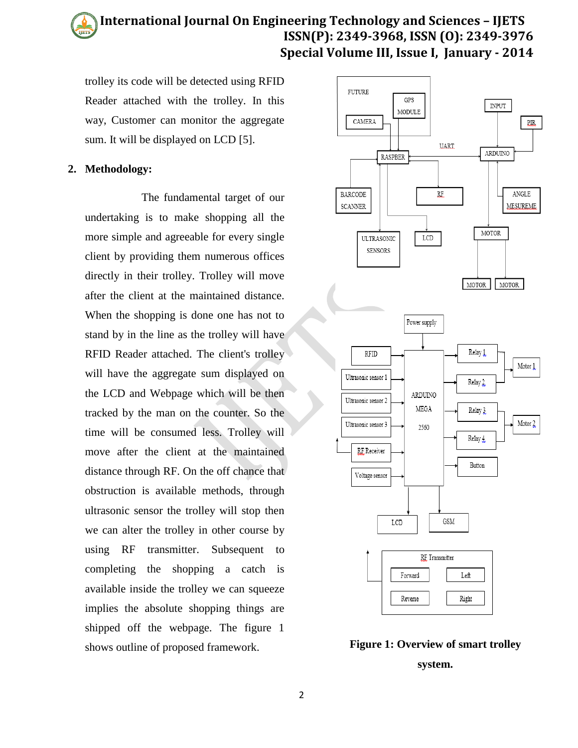trolley its code will be detected using RFID Reader attached with the trolley. In this way, Customer can monitor the aggregate sum. It will be displayed on LCD [5].

## 2. Methodology:

The fundamental target of our undertaking is to make shopping all the more simple and agreeable for every single client by providing them numerous offices directly in their trolley. Trolley will move after the client at the maintained distance. When the shopping is done one has not to stand by in the line as the trolley will have RFID Reader attached. The client's trolley will have the aggregate sum displayed on the LCD and Webpage which will be then tracked by the man on the counter. So the time will be consumed less. Trolley will move after the client at the maintained distance through RF. On the off chance that obstruction is available methods, through ultrasonic sensor the trolley will stop then we can alter the trolley in other course by using RF transmitter. Subsequent to completing the shopping a catch is available inside the trolley we can squeeze implies the absolute shopping things are shipped off the webpage. The figure 1 shows outline of proposed framework.

**Figure 1: Overview of smart trolley system.**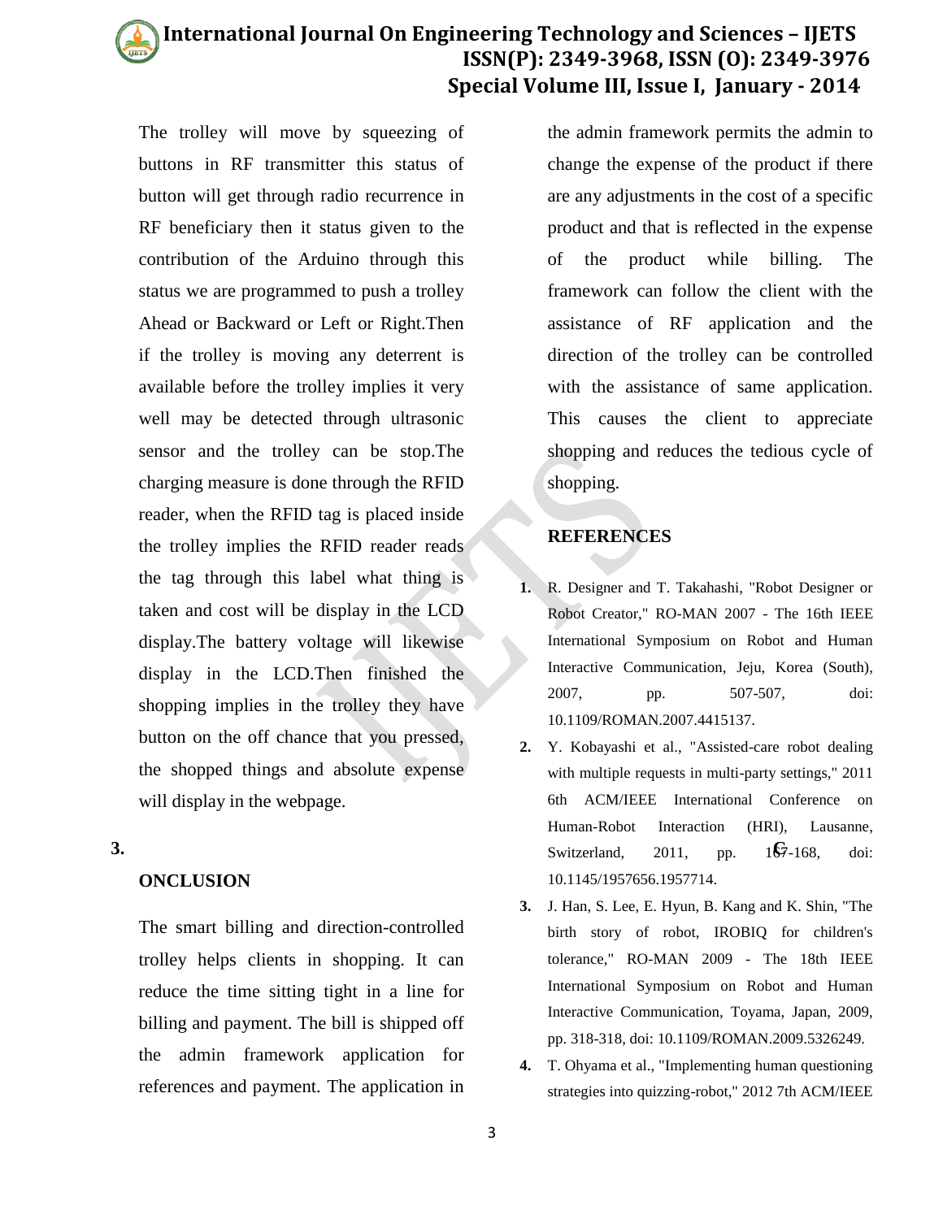The trolley will move by squeezing of buttons in RF transmitter this status of button will get through radio recurrence in RF beneficiary then it status given to the contribution of the Arduino through this status we are programmed to push a trolley Ahead or Backward or Left or Right.Then if the trolley is moving any deterrent is available before the trolley implies it very well may be detected through ultrasonic sensor and the trolley can be stop.The charging measure is done through the RFID reader, when the RFID tag is placed inside the trolley implies the RFID reader reads the tag through this label what thing is taken and cost will be display in the LCD display.The battery voltage will likewise display in the LCD.Then finished the shopping implies in the trolley they have button on the off chance that you pressed, the shopped things and absolute expense will display in the webpage.

## 3. ONCLUSION

The smart billing and direction-controlled trolley helps clients in shopping. It can reduce the time sitting tight in a line for billing and payment. The bill is shipped off the admin framework application for references and payment. The application in the admin framework permits the admin to change the expense of the product if there are any adjustments in the cost of a specific product and that is reflected in the expense of the product while billing. The framework can follow the client with the assistance of RF application and the direction of the trolley can be controlled with the assistance of same application. This causes the client to appreciate shopping and reduces the tedious cycle of shopping.

## REFERENCES

1. R. Designer and T. Takahashi, "Robot Designer or Robot Creator," RO-MAN 2007 - The 16th IEEE International Symposium on Robot and Human Interactive Communication, Jeju, Korea (South), 2007, pp. 507-507, doi: 10.1109/ROMAN.2007.4415137.
2. Y. Kobayashi et al., "Assisted-care robot dealing with multiple requests in multi-party settings," 2011 6th ACM/IEEE International Conference on Human-Robot Interaction (HRI), Lausanne, Switzerland, 2011, pp. 167-168, doi: 10.1145/1957656.1957714.
3. J. Han, S. Lee, E. Hyun, B. Kang and K. Shin, "The birth story of robot, IROBIQ for children's tolerance," RO-MAN 2009 - The 18th IEEE International Symposium on Robot and Human Interactive Communication, Toyama, Japan, 2009, pp. 318-318, doi: 10.1109/ROMAN.2009.5326249.
4. T. Ohyama et al., "Implementing human questioning strategies into quizzing-robot," 2012 7th ACM/IEEE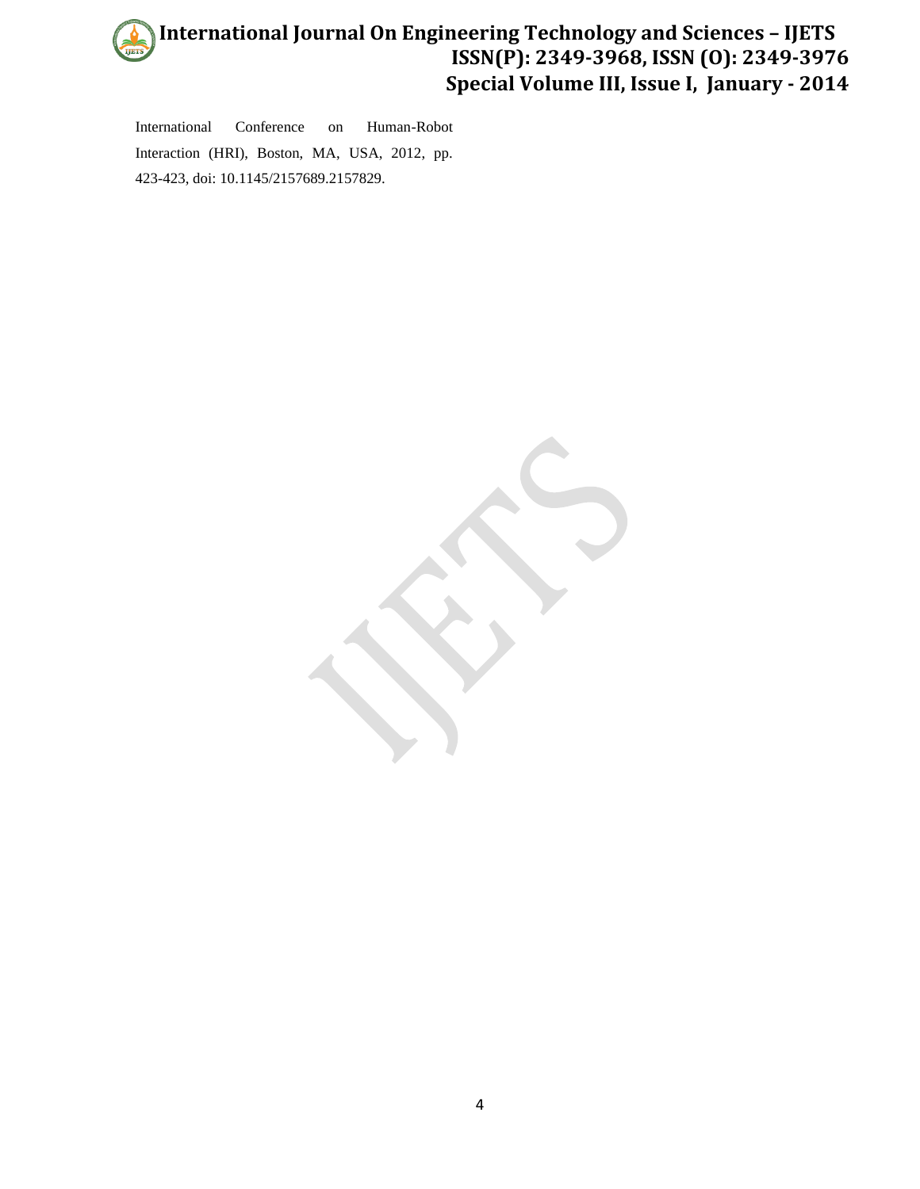International Conference on Human-Robot Interaction (HRI), Boston, MA, USA, 2012, pp. 423-423, doi: 10.1145/2157689.2157829.